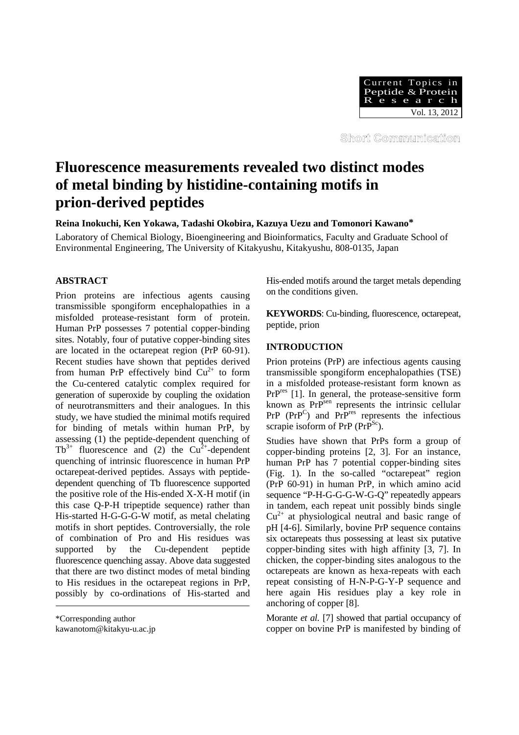Short Communication

# Fluorescence measurements revealed two distinct modes of metal binding by histidine-containing motifs in prion-derived peptides

**Reina Inokuchi, Ken Yokawa, Tadashi Okobira, Kazuya Uezu and Tomonori Kawano***

Laboratory of Chemical Biology, Bioengineering and Bioinformatics, Faculty and Graduate School of Environmental Engineering, The University of Kitakyushu, Kitakyushu, 808-0135, Japan

## ABSTRACT

Prion proteins are infectious agents causing transmissible spongiform encephalopathies in a misfolded protease-resistant form of protein. Human PrP possesses 7 potential copper-binding sites. Notably, four of putative copper-binding sites are located in the octarepeat region (PrP 60-91). Recent studies have shown that peptides derived from human PrP effectively bind $Cu^{2+}$ to form the Cu-centered catalytic complex required for generation of superoxide by coupling the oxidation of neurotransmitters and their analogues. In this study, we have studied the minimal motifs required for binding of metals within human PrP, by assessing (1) the peptide-dependent quenching of $Tb^{3+}$ fluorescence and (2) the $Cu^{2+}$-dependent quenching of intrinsic fluorescence in human PrP octarepeat-derived peptides. Assays with peptide-dependent quenching of Tb fluorescence supported the positive role of the His-ended X-X-H motif (in this case Q-P-H tripeptide sequence) rather than His-started H-G-G-G-W motif, as metal chelating motifs in short peptides. Controversially, the role of combination of Pro and His residues was supported by the Cu-dependent peptide fluorescence quenching assay. Above data suggested that there are two distinct modes of metal binding to His residues in the octarepeat regions in PrP, possibly by co-ordinations of His-started and His-ended motifs around the target metals depending on the conditions given.

**KEYWORDS**: Cu-binding, fluorescence, octarepeat, peptide, prion

## INTRODUCTION

Prion proteins (PrP) are infectious agents causing transmissible spongiform encephalopathies (TSE) in a misfolded protease-resistant form known as $PrP^{res}$ [1]. In general, the protease-sensitive form known as $PrP^{sen}$ represents the intrinsic cellular PrP ($PrP^{C}$) and $PrP^{res}$ represents the infectious scrapie isoform of PrP ($PrP^{Sc}$).

Studies have shown that PrPs form a group of copper-binding proteins [2, 3]. For an instance, human PrP has 7 potential copper-binding sites (Fig. 1). In the so-called "octarepeat" region (PrP 60-91) in human PrP, in which amino acid sequence "P-H-G-G-G-W-G-Q" repeatedly appears in tandem, each repeat unit possibly binds single $Cu^{2+}$ at physiological neutral and basic range of pH [4-6]. Similarly, bovine PrP sequence contains six octarepeats thus possessing at least six putative copper-binding sites with high affinity [3, 7]. In chicken, the copper-binding sites analogous to the octarepeats are known as hexa-repeats with each repeat consisting of H-N-P-G-Y-P sequence and here again His residues play a key role in anchoring of copper [8].

Morante *et al.* [7] showed that partial occupancy of copper on bovine PrP is manifested by binding of

*Corresponding author
kawanotom@kitakyu-u.ac.jp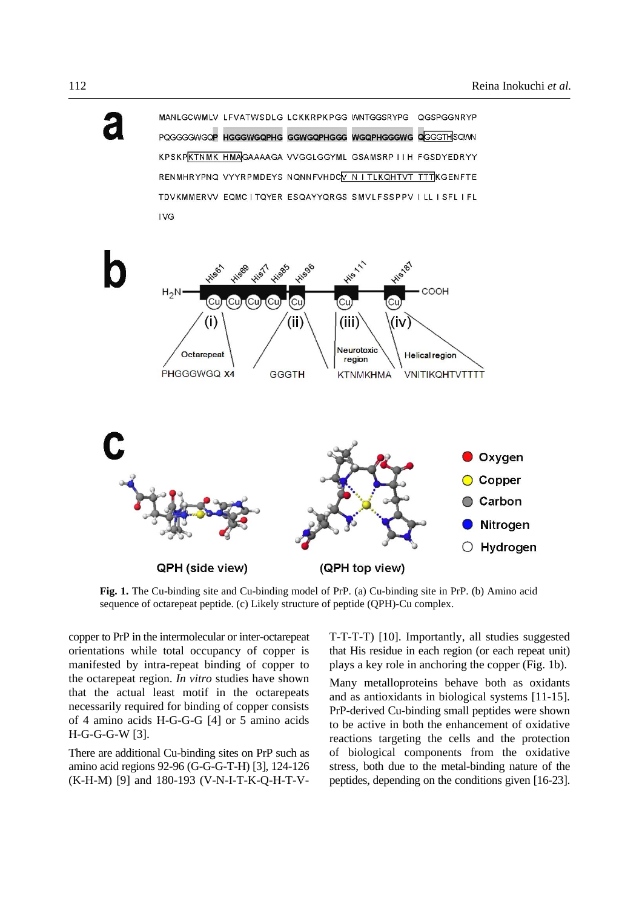MANLGCWMLV LFVATWSDLG LCKKRPKPGG WNTGGSRYPG QGSPGGNRYP

PQGGGGWGQP HGGGWGQPHG GGWGQPHGGG WGQPHGGGWG QGGGTHSQWN

KPSKPKTNMK HMAGAAAAGA VVGGLGGYML GSAMSRPIIH FGSDYEDRYY

RENMHRYPNQ VYYRPMDEYS NQNNFVHDCV NITLKQHTVT TTTKGENFTE

TDVKMMERVV EQMCITQYER ESQAYYQRGS SMVLFSSPPV ILLISFLIFL

IVG

**Fig. 1.** The Cu-binding site and Cu-binding model of PrP. (a) Cu-binding site in PrP. (b) Amino acid sequence of octarepeat peptide. (c) Likely structure of peptide (QPH)-Cu complex.

copper to PrP in the intermolecular or inter-octarepeat orientations while total occupancy of copper is manifested by intra-repeat binding of copper to the octarepeat region. *In vitro* studies have shown that the actual least motif in the octarepeats necessarily required for binding of copper consists of 4 amino acids H-G-G-G [4] or 5 amino acids H-G-G-G-W [3].

There are additional Cu-binding sites on PrP such as amino acid regions 92-96 (G-G-G-T-H) [3], 124-126 (K-H-M) [9] and 180-193 (V-N-I-T-K-Q-H-T-V-T-T-T-T) [10]. Importantly, all studies suggested that His residue in each region (or each repeat unit) plays a key role in anchoring the copper (Fig. 1b).

Many metalloproteins behave both as oxidants and as antioxidants in biological systems [11-15]. PrP-derived Cu-binding small peptides were shown to be active in both the enhancement of oxidative reactions targeting the cells and the protection of biological components from the oxidative stress, both due to the metal-binding nature of the peptides, depending on the conditions given [16-23].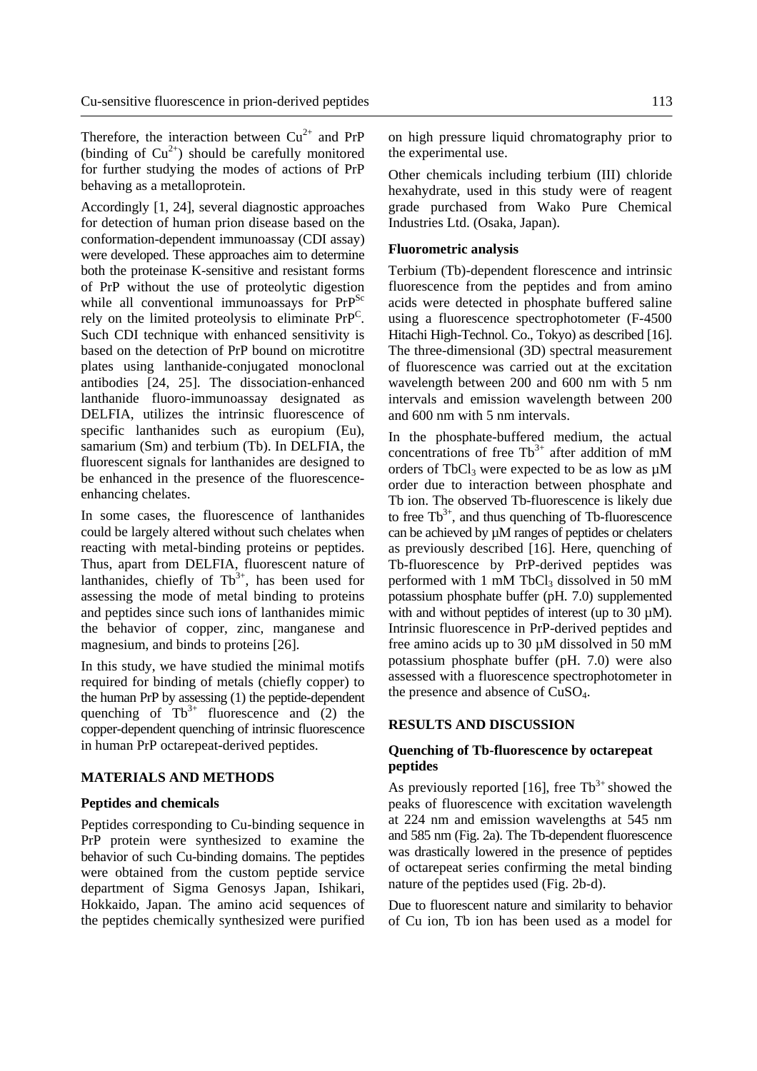Therefore, the interaction between $Cu^{2+}$ and PrP (binding of $Cu^{2+}$) should be carefully monitored for further studying the modes of actions of PrP behaving as a metalloprotein.

Accordingly [1, 24], several diagnostic approaches for detection of human prion disease based on the conformation-dependent immunoassay (CDI assay) were developed. These approaches aim to determine both the proteinase K-sensitive and resistant forms of PrP without the use of proteolytic digestion while all conventional immunoassays for $PrP^{Sc}$ rely on the limited proteolysis to eliminate $PrP^{C}$. Such CDI technique with enhanced sensitivity is based on the detection of PrP bound on microtitre plates using lanthanide-conjugated monoclonal antibodies [24, 25]. The dissociation-enhanced lanthanide fluoro-immunoassay designated as DELFIA, utilizes the intrinsic fluorescence of specific lanthanides such as europium (Eu), samarium (Sm) and terbium (Tb). In DELFIA, the fluorescent signals for lanthanides are designed to be enhanced in the presence of the fluorescence-enhancing chelates.

In some cases, the fluorescence of lanthanides could be largely altered without such chelates when reacting with metal-binding proteins or peptides. Thus, apart from DELFIA, fluorescent nature of lanthanides, chiefly of $Tb^{3+}$, has been used for assessing the mode of metal binding to proteins and peptides since such ions of lanthanides mimic the behavior of copper, zinc, manganese and magnesium, and binds to proteins [26].

In this study, we have studied the minimal motifs required for binding of metals (chiefly copper) to the human PrP by assessing (1) the peptide-dependent quenching of $Tb^{3+}$ fluorescence and (2) the copper-dependent quenching of intrinsic fluorescence in human PrP octarepeat-derived peptides.

## MATERIALS AND METHODS

### Peptides and chemicals

Peptides corresponding to Cu-binding sequence in PrP protein were synthesized to examine the behavior of such Cu-binding domains. The peptides were obtained from the custom peptide service department of Sigma Genosys Japan, Ishikari, Hokkaido, Japan. The amino acid sequences of the peptides chemically synthesized were purified on high pressure liquid chromatography prior to the experimental use.

Other chemicals including terbium (III) chloride hexahydrate, used in this study were of reagent grade purchased from Wako Pure Chemical Industries Ltd. (Osaka, Japan).

### Fluorometric analysis

Terbium (Tb)-dependent florescence and intrinsic fluorescence from the peptides and from amino acids were detected in phosphate buffered saline using a fluorescence spectrophotometer (F-4500 Hitachi High-Technol. Co., Tokyo) as described [16]. The three-dimensional (3D) spectral measurement of fluorescence was carried out at the excitation wavelength between 200 and 600 nm with 5 nm intervals and emission wavelength between 200 and 600 nm with 5 nm intervals.

In the phosphate-buffered medium, the actual concentrations of free $Tb^{3+}$ after addition of mM orders of $TbCl_3$ were expected to be as low as µM order due to interaction between phosphate and Tb ion. The observed Tb-fluorescence is likely due to free $Tb^{3+}$, and thus quenching of Tb-fluorescence can be achieved by µM ranges of peptides or chelaters as previously described [16]. Here, quenching of Tb-fluorescence by PrP-derived peptides was performed with 1 mM $TbCl_3$ dissolved in 50 mM potassium phosphate buffer (pH. 7.0) supplemented with and without peptides of interest (up to 30 µM). Intrinsic fluorescence in PrP-derived peptides and free amino acids up to 30 µM dissolved in 50 mM potassium phosphate buffer (pH. 7.0) were also assessed with a fluorescence spectrophotometer in the presence and absence of $CuSO_4$.

## RESULTS AND DISCUSSION

### Quenching of Tb-fluorescence by octarepeat peptides

As previously reported [16], free $Tb^{3+}$ showed the peaks of fluorescence with excitation wavelength at 224 nm and emission wavelengths at 545 nm and 585 nm (Fig. 2a). The Tb-dependent fluorescence was drastically lowered in the presence of peptides of octarepeat series confirming the metal binding nature of the peptides used (Fig. 2b-d).

Due to fluorescent nature and similarity to behavior of Cu ion, Tb ion has been used as a model for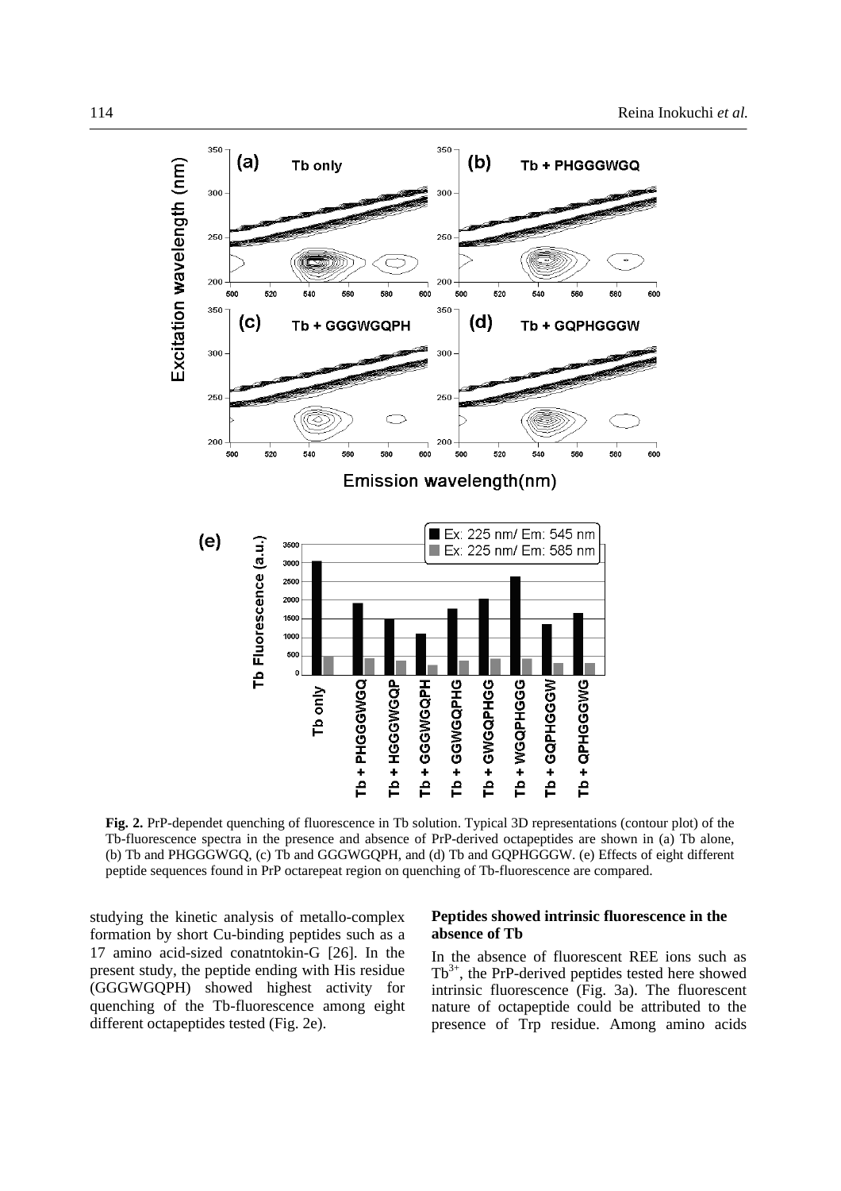**Fig. 2.** PrP-dependet quenching of fluorescence in Tb solution. Typical 3D representations (contour plot) of the Tb-fluorescence spectra in the presence and absence of PrP-derived octapeptides are shown in (a) Tb alone, (b) Tb and PHGGGWGQ, (c) Tb and GGGWGQPH, and (d) Tb and GQPHGGGW. (e) Effects of eight different peptide sequences found in PrP octarepeat region on quenching of Tb-fluorescence are compared.

studying the kinetic analysis of metallo-complex formation by short Cu-binding peptides such as a 17 amino acid-sized conatntokin-G [26]. In the present study, the peptide ending with His residue (GGGWGQPH) showed highest activity for quenching of the Tb-fluorescence among eight different octapeptides tested (Fig. 2e).

### Peptides showed intrinsic fluorescence in the absence of Tb

In the absence of fluorescent REE ions such as $Tb^{3+}$, the PrP-derived peptides tested here showed intrinsic fluorescence (Fig. 3a). The fluorescent nature of octapeptide could be attributed to the presence of Trp residue. Among amino acids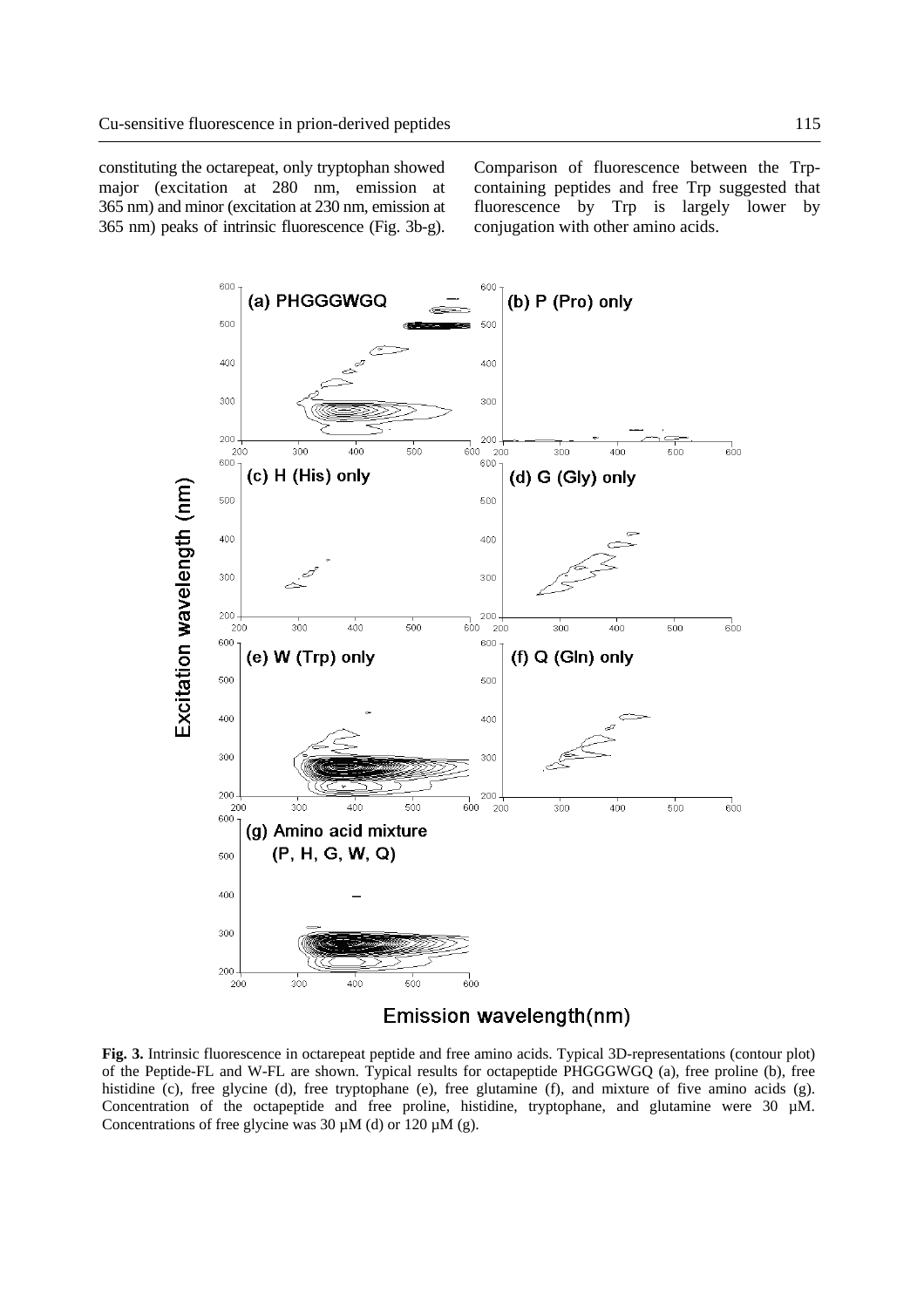constituting the octarepeat, only tryptophan showed major (excitation at 280 nm, emission at 365 nm) and minor (excitation at 230 nm, emission at 365 nm) peaks of intrinsic fluorescence (Fig. 3b-g). Comparison of fluorescence between the Trp-containing peptides and free Trp suggested that fluorescence by Trp is largely lower by conjugation with other amino acids.

**Fig. 3.** Intrinsic fluorescence in octarepeat peptide and free amino acids. Typical 3D-representations (contour plot) of the Peptide-FL and W-FL are shown. Typical results for octapeptide PHGGGWGQ (a), free proline (b), free histidine (c), free glycine (d), free tryptophane (e), free glutamine (f), and mixture of five amino acids (g). Concentration of the octapeptide and free proline, histidine, tryptophane, and glutamine were 30 µM. Concentrations of free glycine was 30 µM (d) or 120 µM (g).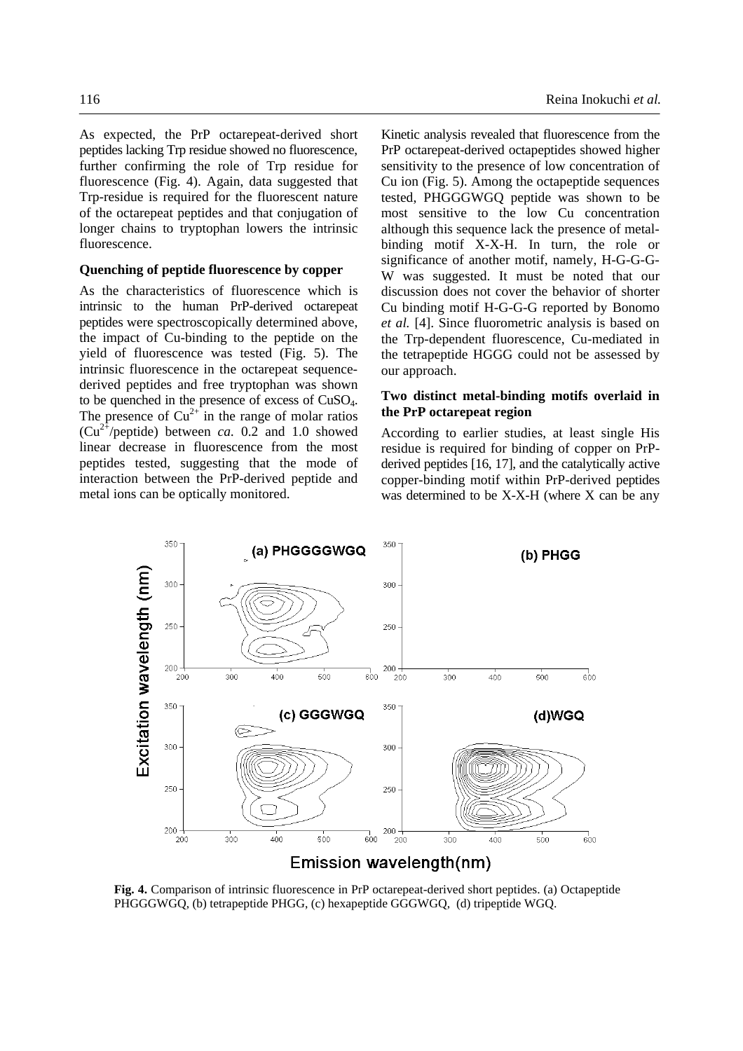As expected, the PrP octarepeat-derived short peptides lacking Trp residue showed no fluorescence, further confirming the role of Trp residue for fluorescence (Fig. 4). Again, data suggested that Trp-residue is required for the fluorescent nature of the octarepeat peptides and that conjugation of longer chains to tryptophan lowers the intrinsic fluorescence.

### Quenching of peptide fluorescence by copper

As the characteristics of fluorescence which is intrinsic to the human PrP-derived octarepeat peptides were spectroscopically determined above, the impact of Cu-binding to the peptide on the yield of fluorescence was tested (Fig. 5). The intrinsic fluorescence in the octarepeat sequence-derived peptides and free tryptophan was shown to be quenched in the presence of excess of $CuSO_4$. The presence of $Cu^{2+}$ in the range of molar ratios ($Cu^{2+}$/peptide) between *ca.* 0.2 and 1.0 showed linear decrease in fluorescence from the most peptides tested, suggesting that the mode of interaction between the PrP-derived peptide and metal ions can be optically monitored.

Kinetic analysis revealed that fluorescence from the PrP octarepeat-derived octapeptides showed higher sensitivity to the presence of low concentration of Cu ion (Fig. 5). Among the octapeptide sequences tested, PHGGGWGQ peptide was shown to be most sensitive to the low Cu concentration although this sequence lack the presence of metal-binding motif X-X-H. In turn, the role or significance of another motif, namely, H-G-G-G-W was suggested. It must be noted that our discussion does not cover the behavior of shorter Cu binding motif H-G-G-G reported by Bonomo *et al.* [4]. Since fluorometric analysis is based on the Trp-dependent fluorescence, Cu-mediated in the tetrapeptide HGGG could not be assessed by our approach.

### Two distinct metal-binding motifs overlaid in the PrP octarepeat region

According to earlier studies, at least single His residue is required for binding of copper on PrP-derived peptides [16, 17], and the catalytically active copper-binding motif within PrP-derived peptides was determined to be X-X-H (where X can be any

**Fig. 4.** Comparison of intrinsic fluorescence in PrP octarepeat-derived short peptides. (a) Octapeptide PHGGGWGQ, (b) tetrapeptide PHGG, (c) hexapeptide GGGWGQ, (d) tripeptide WGQ.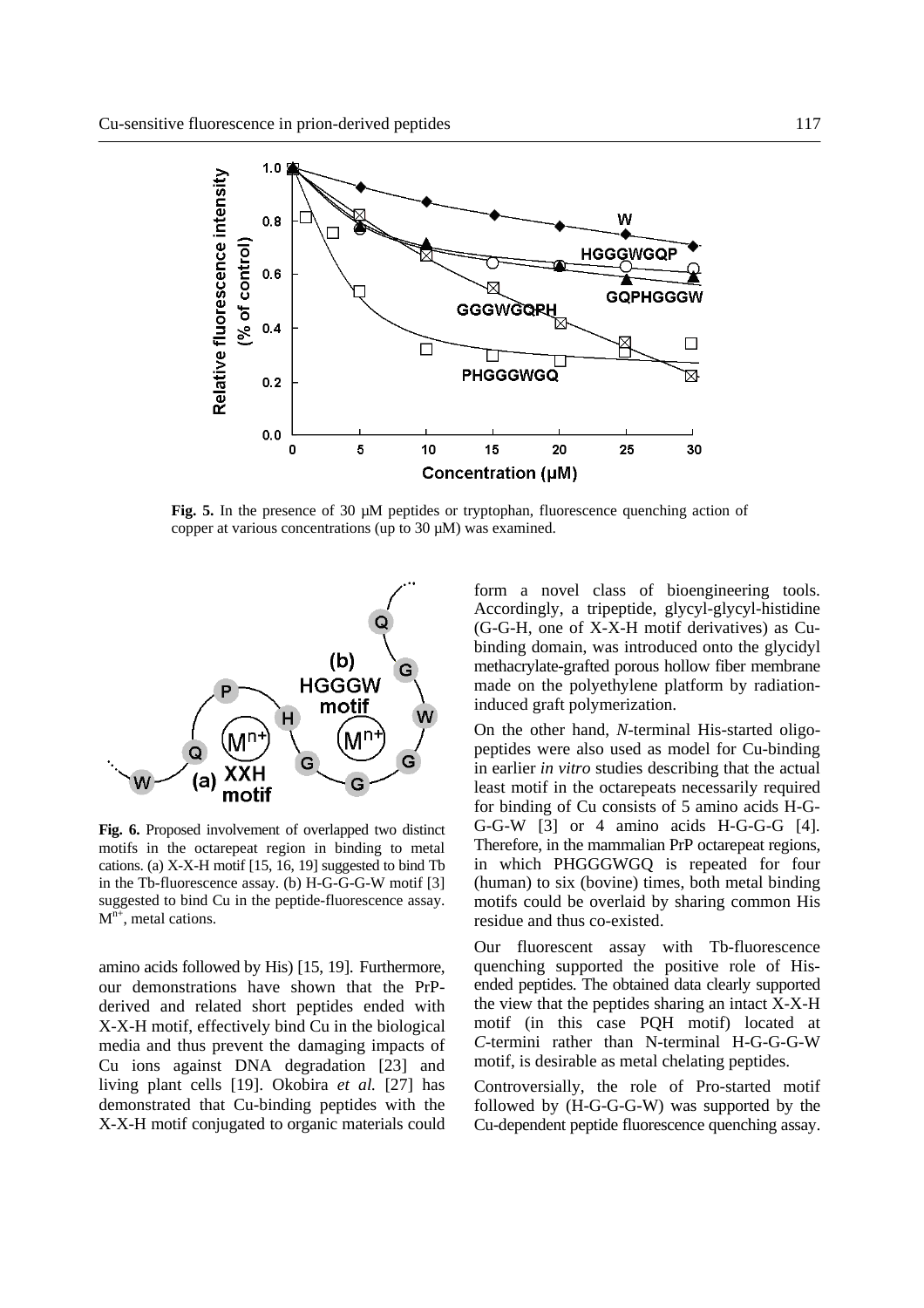**Fig. 5.** In the presence of 30 μM peptides or tryptophan, fluorescence quenching action of copper at various concentrations (up to 30 μM) was examined.

**Fig. 6.** Proposed involvement of overlapped two distinct motifs in the octarepeat region in binding to metal cations. (a) X-X-H motif [15, 16, 19] suggested to bind Tb in the Tb-fluorescence assay. (b) H-G-G-G-W motif [3] suggested to bind Cu in the peptide-fluorescence assay. $M^{n+}$, metal cations.

amino acids followed by His) [15, 19]. Furthermore, our demonstrations have shown that the PrP-derived and related short peptides ended with X-X-H motif, effectively bind Cu in the biological media and thus prevent the damaging impacts of Cu ions against DNA degradation [23] and living plant cells [19]. Okobira *et al.* [27] has demonstrated that Cu-binding peptides with the X-X-H motif conjugated to organic materials could form a novel class of bioengineering tools. Accordingly, a tripeptide, glycyl-glycyl-histidine (G-G-H, one of X-X-H motif derivatives) as Cu-binding domain, was introduced onto the glycidyl methacrylate-grafted porous hollow fiber membrane made on the polyethylene platform by radiation-induced graft polymerization.

On the other hand, *N*-terminal His-started oligopeptides were also used as model for Cu-binding in earlier *in vitro* studies describing that the actual least motif in the octarepeats necessarily required for binding of Cu consists of 5 amino acids H-G-G-G-W [3] or 4 amino acids H-G-G-G [4]. Therefore, in the mammalian PrP octarepeat regions, in which PHGGGWGQ is repeated for four (human) to six (bovine) times, both metal binding motifs could be overlaid by sharing common His residue and thus co-existed.

Our fluorescent assay with Tb-fluorescence quenching supported the positive role of His-ended peptides. The obtained data clearly supported the view that the peptides sharing an intact X-X-H motif (in this case PQH motif) located at *C*-termini rather than N-terminal H-G-G-G-W motif, is desirable as metal chelating peptides.

Controversially, the role of Pro-started motif followed by (H-G-G-G-W) was supported by the Cu-dependent peptide fluorescence quenching assay.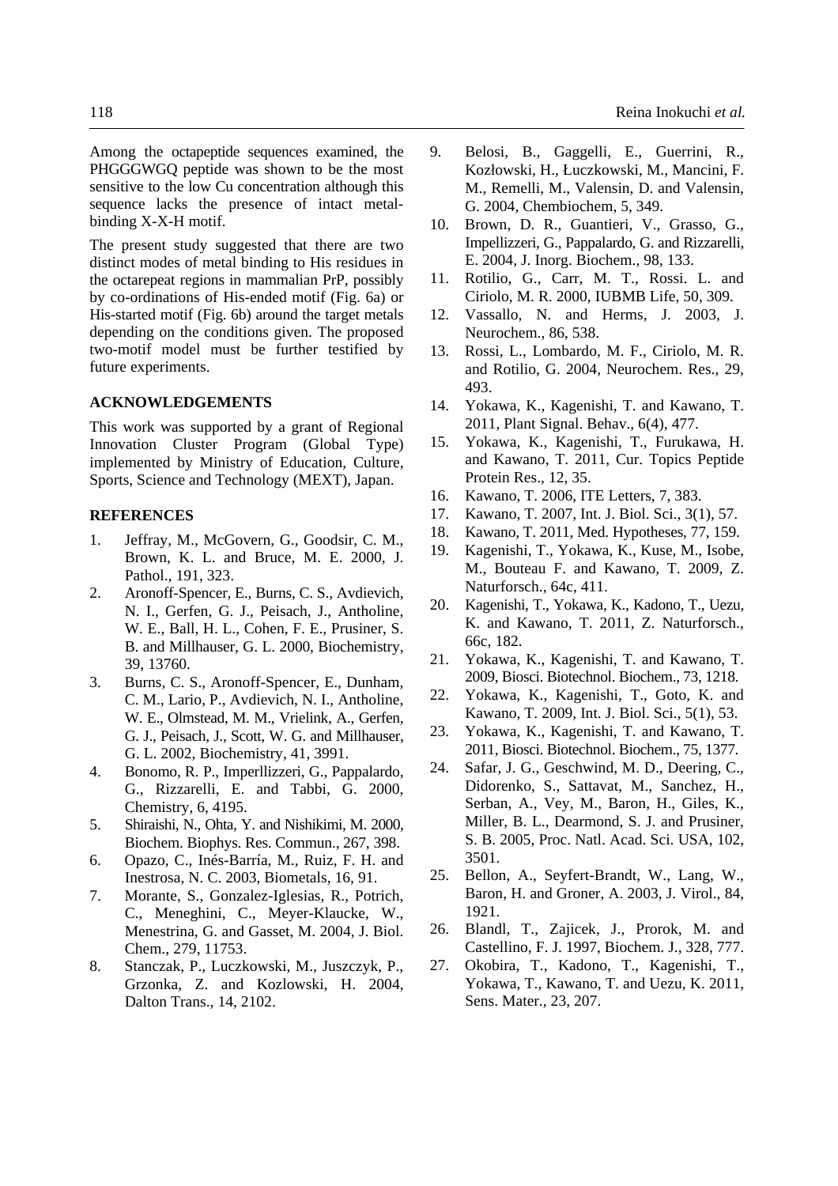Among the octapeptide sequences examined, the PHGGGWGQ peptide was shown to be the most sensitive to the low Cu concentration although this sequence lacks the presence of intact metal-binding X-X-H motif.

The present study suggested that there are two distinct modes of metal binding to His residues in the octarepeat regions in mammalian PrP, possibly by co-ordinations of His-ended motif (Fig. 6a) or His-started motif (Fig. 6b) around the target metals depending on the conditions given. The proposed two-motif model must be further testified by future experiments.

## ACKNOWLEDGEMENTS

This work was supported by a grant of Regional Innovation Cluster Program (Global Type) implemented by Ministry of Education, Culture, Sports, Science and Technology (MEXT), Japan.

## REFERENCES

1. Jeffray, M., McGovern, G., Goodsir, C. M., Brown, K. L. and Bruce, M. E. 2000, J. Pathol., 191, 323.
2. Aronoff-Spencer, E., Burns, C. S., Avdievich, N. I., Gerfen, G. J., Peisach, J., Antholine, W. E., Ball, H. L., Cohen, F. E., Prusiner, S. B. and Millhauser, G. L. 2000, Biochemistry, 39, 13760.
3. Burns, C. S., Aronoff-Spencer, E., Dunham, C. M., Lario, P., Avdievich, N. I., Antholine, W. E., Olmstead, M. M., Vrielink, A., Gerfen, G. J., Peisach, J., Scott, W. G. and Millhauser, G. L. 2002, Biochemistry, 41, 3991.
4. Bonomo, R. P., Imperllizzeri, G., Pappalardo, G., Rizzarelli, E. and Tabbi, G. 2000, Chemistry, 6, 4195.
5. Shiraishi, N., Ohta, Y. and Nishikimi, M. 2000, Biochem. Biophys. Res. Commun., 267, 398.
6. Opazo, C., Inés-Barría, M., Ruiz, F. H. and Inestrosa, N. C. 2003, Biometals, 16, 91.
7. Morante, S., Gonzalez-Iglesias, R., Potrich, C., Meneghini, C., Meyer-Klaucke, W., Menestrina, G. and Gasset, M. 2004, J. Biol. Chem., 279, 11753.
8. Stanczak, P., Luczkowski, M., Juszczyk, P., Grzonka, Z. and Kozlowski, H. 2004, Dalton Trans., 14, 2102.
9. Belosi, B., Gaggelli, E., Guerrini, R., Kozłowski, H., Łuczkowski, M., Mancini, F. M., Remelli, M., Valensin, D. and Valensin, G. 2004, Chembiochem, 5, 349.
10. Brown, D. R., Guantieri, V., Grasso, G., Impellizzeri, G., Pappalardo, G. and Rizzarelli, E. 2004, J. Inorg. Biochem., 98, 133.
11. Rotilio, G., Carr, M. T., Rossi. L. and Ciriolo, M. R. 2000, IUBMB Life, 50, 309.
12. Vassallo, N. and Herms, J. 2003, J. Neurochem., 86, 538.
13. Rossi, L., Lombardo, M. F., Ciriolo, M. R. and Rotilio, G. 2004, Neurochem. Res., 29, 493.
14. Yokawa, K., Kagenishi, T. and Kawano, T. 2011, Plant Signal. Behav., 6(4), 477.
15. Yokawa, K., Kagenishi, T., Furukawa, H. and Kawano, T. 2011, Cur. Topics Peptide Protein Res., 12, 35.
16. Kawano, T. 2006, ITE Letters, 7, 383.
17. Kawano, T. 2007, Int. J. Biol. Sci., 3(1), 57.
18. Kawano, T. 2011, Med. Hypotheses, 77, 159.
19. Kagenishi, T., Yokawa, K., Kuse, M., Isobe, M., Bouteau F. and Kawano, T. 2009, Z. Naturforsch., 64c, 411.
20. Kagenishi, T., Yokawa, K., Kadono, T., Uezu, K. and Kawano, T. 2011, Z. Naturforsch., 66c, 182.
21. Yokawa, K., Kagenishi, T. and Kawano, T. 2009, Biosci. Biotechnol. Biochem., 73, 1218.
22. Yokawa, K., Kagenishi, T., Goto, K. and Kawano, T. 2009, Int. J. Biol. Sci., 5(1), 53.
23. Yokawa, K., Kagenishi, T. and Kawano, T. 2011, Biosci. Biotechnol. Biochem., 75, 1377.
24. Safar, J. G., Geschwind, M. D., Deering, C., Didorenko, S., Sattavat, M., Sanchez, H., Serban, A., Vey, M., Baron, H., Giles, K., Miller, B. L., Dearmond, S. J. and Prusiner, S. B. 2005, Proc. Natl. Acad. Sci. USA, 102, 3501.
25. Bellon, A., Seyfert-Brandt, W., Lang, W., Baron, H. and Groner, A. 2003, J. Virol., 84, 1921.
26. Blandl, T., Zajicek, J., Prorok, M. and Castellino, F. J. 1997, Biochem. J., 328, 777.
27. Okobira, T., Kadono, T., Kagenishi, T., Yokawa, T., Kawano, T. and Uezu, K. 2011, Sens. Mater., 23, 207.